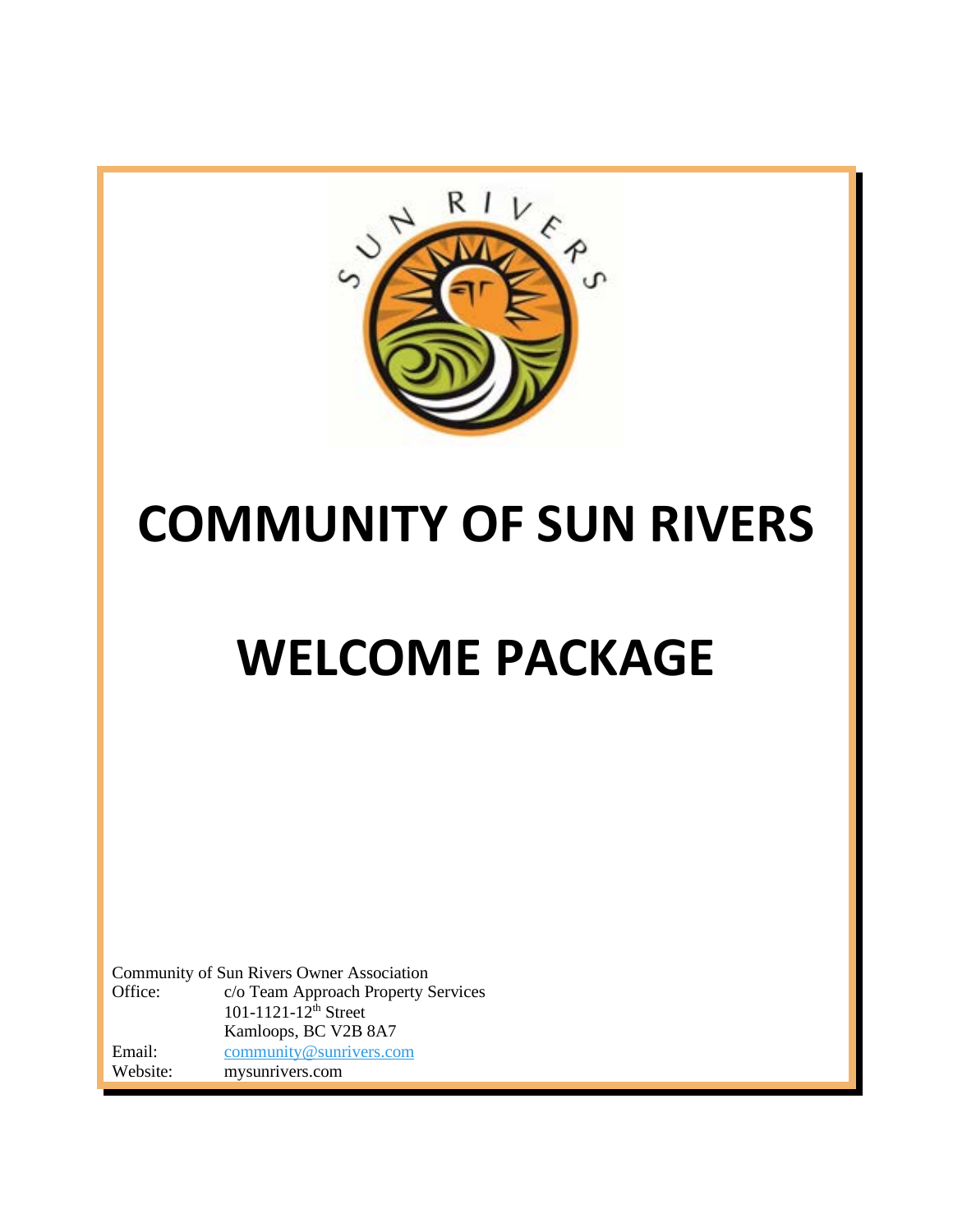# COMMUNITY OF SUN RIVERS

# WELCOME PACKAGE

Community of Sun Rivers Owner Association

Office: c/o Team Approach Property Services
101-1121-12th Street
Kamloops, BC V2B 8A7

Email: community@sunrivers.com

Website: mysunrivers.com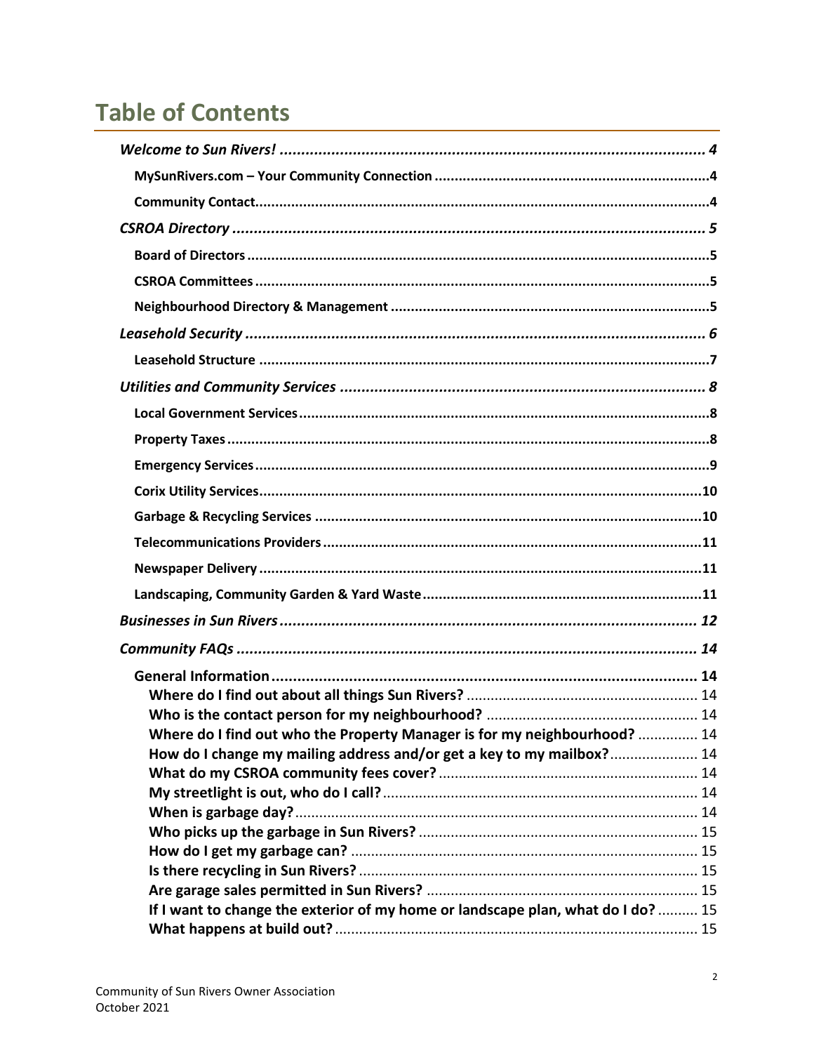# Table of Contents

*Welcome to Sun Rivers!* ........ 4

- **MySunRivers.com – Your Community Connection** ........ 4
- **Community Contact** ........ 4

*CSROA Directory* ........ 5

- **Board of Directors** ........ 5
- **CSROA Committees** ........ 5
- **Neighbourhood Directory & Management** ........ 5

*Leasehold Security* ........ 6

- **Leasehold Structure** ........ 7

*Utilities and Community Services* ........ 8

- **Local Government Services** ........ 8
- **Property Taxes** ........ 8
- **Emergency Services** ........ 9
- **Corix Utility Services** ........ 10
- **Garbage & Recycling Services** ........ 10
- **Telecommunications Providers** ........ 11
- **Newspaper Delivery** ........ 11
- **Landscaping, Community Garden & Yard Waste** ........ 11

*Businesses in Sun Rivers* ........ 12

*Community FAQs* ........ 14

- **General Information** ........ 14
  - **Where do I find out about all things Sun Rivers?** ........ 14
  - **Who is the contact person for my neighbourhood?** ........ 14
  - **Where do I find out who the Property Manager is for my neighbourhood?** ........ 14
  - **How do I change my mailing address and/or get a key to my mailbox?** ........ 14
  - **What do my CSROA community fees cover?** ........ 14
  - **My streetlight is out, who do I call?** ........ 14
  - **When is garbage day?** ........ 14
  - **Who picks up the garbage in Sun Rivers?** ........ 15
  - **How do I get my garbage can?** ........ 15
  - **Is there recycling in Sun Rivers?** ........ 15
  - **Are garage sales permitted in Sun Rivers?** ........ 15
  - **If I want to change the exterior of my home or landscape plan, what do I do?** ........ 15
  - **What happens at build out?** ........ 15

Community of Sun Rivers Owner Association
October 2021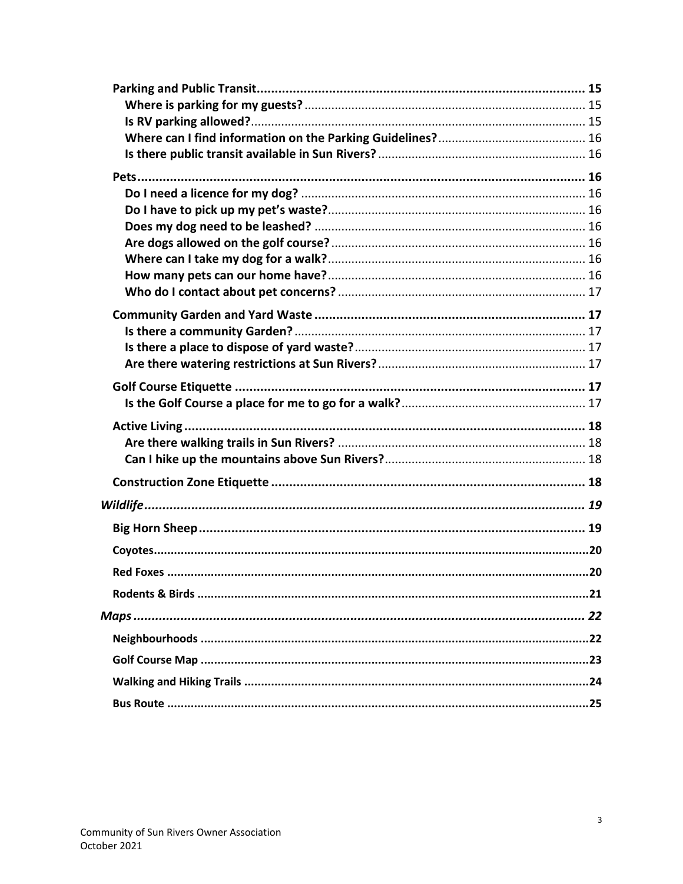**Parking and Public Transit** ........................................................................................ **15**
- **Where is parking for my guests?** ........................................................................ 15
- **Is RV parking allowed?** ........................................................................................ 15
- **Where can I find information on the Parking Guidelines?** ........................................ 16
- **Is there public transit available in Sun Rivers?** ........................................................ 16

**Pets** ............................................................................................................................ **16**
- **Do I need a licence for my dog?** ........................................................................ 16
- **Do I have to pick up my pet's waste?** .................................................................... 16
- **Does my dog need to be leashed?** ........................................................................ 16
- **Are dogs allowed on the golf course?** .................................................................. 16
- **Where can I take my dog for a walk?** .................................................................... 16
- **How many pets can our home have?** .................................................................... 16
- **Who do I contact about pet concerns?** .................................................................. 17

**Community Garden and Yard Waste** ........................................................................ **17**
- **Is there a community Garden?** ............................................................................ 17
- **Is there a place to dispose of yard waste?** ............................................................ 17
- **Are there watering restrictions at Sun Rivers?** ...................................................... 17

**Golf Course Etiquette** .............................................................................................. **17**
- **Is the Golf Course a place for me to go for a walk?** ................................................ 17

**Active Living** .............................................................................................................. **18**
- **Are there walking trails in Sun Rivers?** .................................................................. 18
- **Can I hike up the mountains above Sun Rivers?** .................................................... 18

**Construction Zone Etiquette** ...................................................................................... **18**

***Wildlife*** ...................................................................................................................... ***19***

**Big Horn Sheep** .......................................................................................................... **19**

**Coyotes** ........................................................................................................................ **20**

**Red Foxes** .................................................................................................................... **20**

**Rodents & Birds** .......................................................................................................... **21**

***Maps*** .......................................................................................................................... ***22***

**Neighbourhoods** .......................................................................................................... **22**

**Golf Course Map** ........................................................................................................ **23**

**Walking and Hiking Trails** .......................................................................................... **24**

**Bus Route** .................................................................................................................... **25**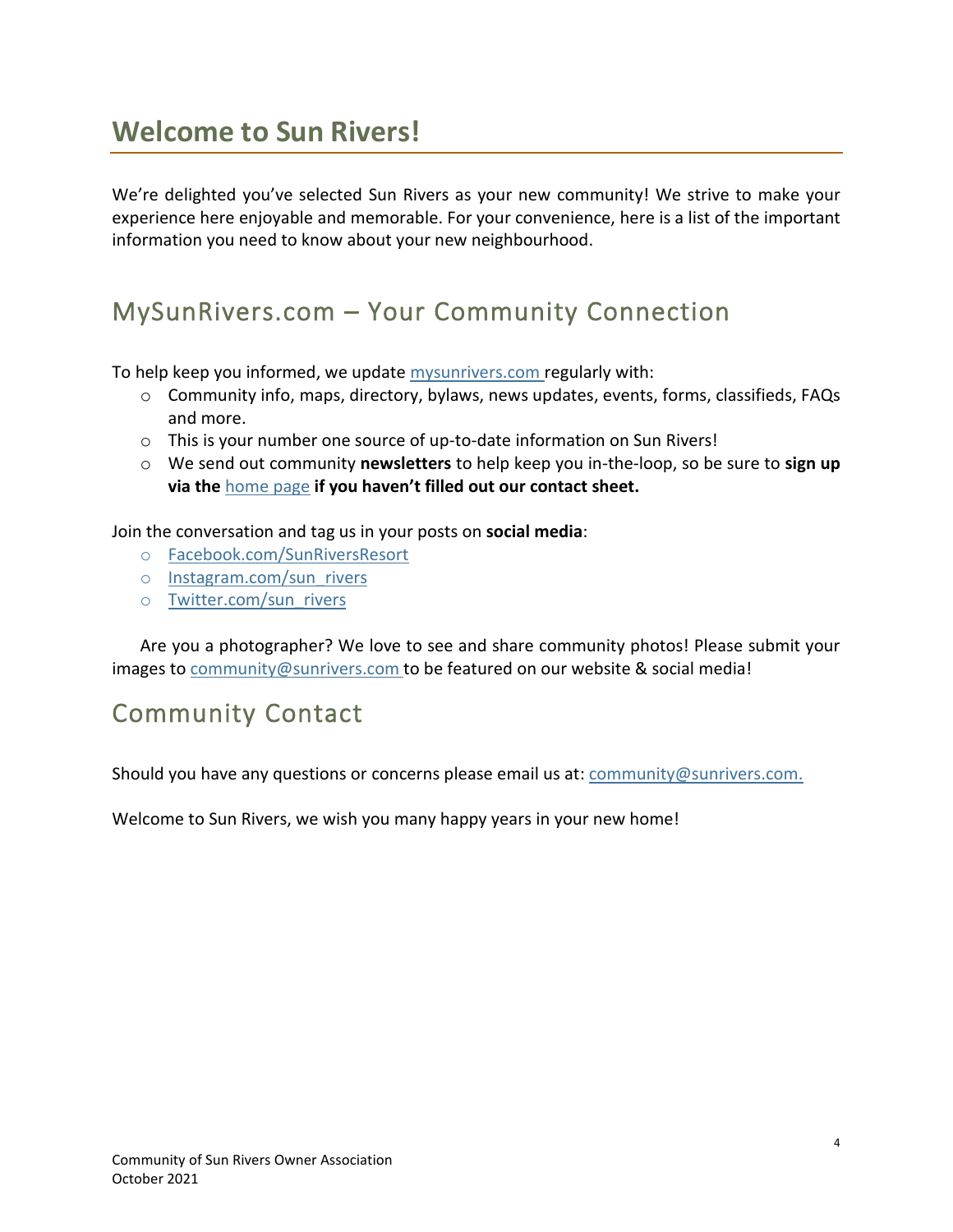# Welcome to Sun Rivers!

We’re delighted you’ve selected Sun Rivers as your new community! We strive to make your experience here enjoyable and memorable. For your convenience, here is a list of the important information you need to know about your new neighbourhood.

## MySunRivers.com – Your Community Connection

To help keep you informed, we update mysunrivers.com regularly with:

- Community info, maps, directory, bylaws, news updates, events, forms, classifieds, FAQs and more.
- This is your number one source of up-to-date information on Sun Rivers!
- We send out community **newsletters** to help keep you in-the-loop, so be sure to **sign up via the** home page **if you haven’t filled out our contact sheet.**

Join the conversation and tag us in your posts on **social media**:

- Facebook.com/SunRiversResort
- Instagram.com/sun_rivers
- Twitter.com/sun_rivers

Are you a photographer? We love to see and share community photos! Please submit your images to community@sunrivers.com to be featured on our website & social media!

## Community Contact

Should you have any questions or concerns please email us at: community@sunrivers.com.

Welcome to Sun Rivers, we wish you many happy years in your new home!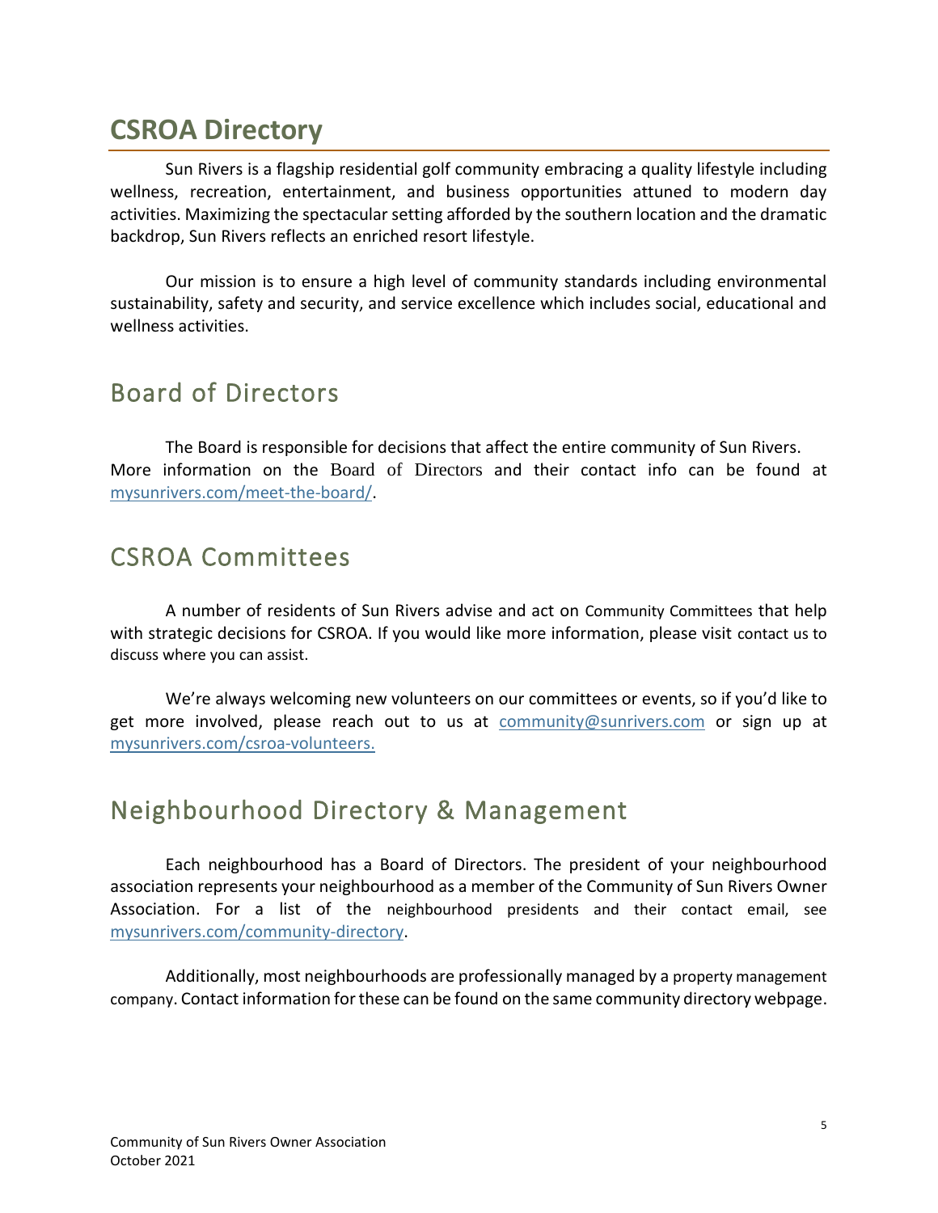# CSROA Directory

Sun Rivers is a flagship residential golf community embracing a quality lifestyle including wellness, recreation, entertainment, and business opportunities attuned to modern day activities. Maximizing the spectacular setting afforded by the southern location and the dramatic backdrop, Sun Rivers reflects an enriched resort lifestyle.

Our mission is to ensure a high level of community standards including environmental sustainability, safety and security, and service excellence which includes social, educational and wellness activities.

## Board of Directors

The Board is responsible for decisions that affect the entire community of Sun Rivers. More information on the Board of Directors and their contact info can be found at mysunrivers.com/meet-the-board/.

## CSROA Committees

A number of residents of Sun Rivers advise and act on Community Committees that help with strategic decisions for CSROA. If you would like more information, please visit contact us to discuss where you can assist.

We're always welcoming new volunteers on our committees or events, so if you'd like to get more involved, please reach out to us at community@sunrivers.com or sign up at mysunrivers.com/csroa-volunteers.

## Neighbourhood Directory & Management

Each neighbourhood has a Board of Directors. The president of your neighbourhood association represents your neighbourhood as a member of the Community of Sun Rivers Owner Association. For a list of the neighbourhood presidents and their contact email, see mysunrivers.com/community-directory.

Additionally, most neighbourhoods are professionally managed by a property management company. Contact information for these can be found on the same community directory webpage.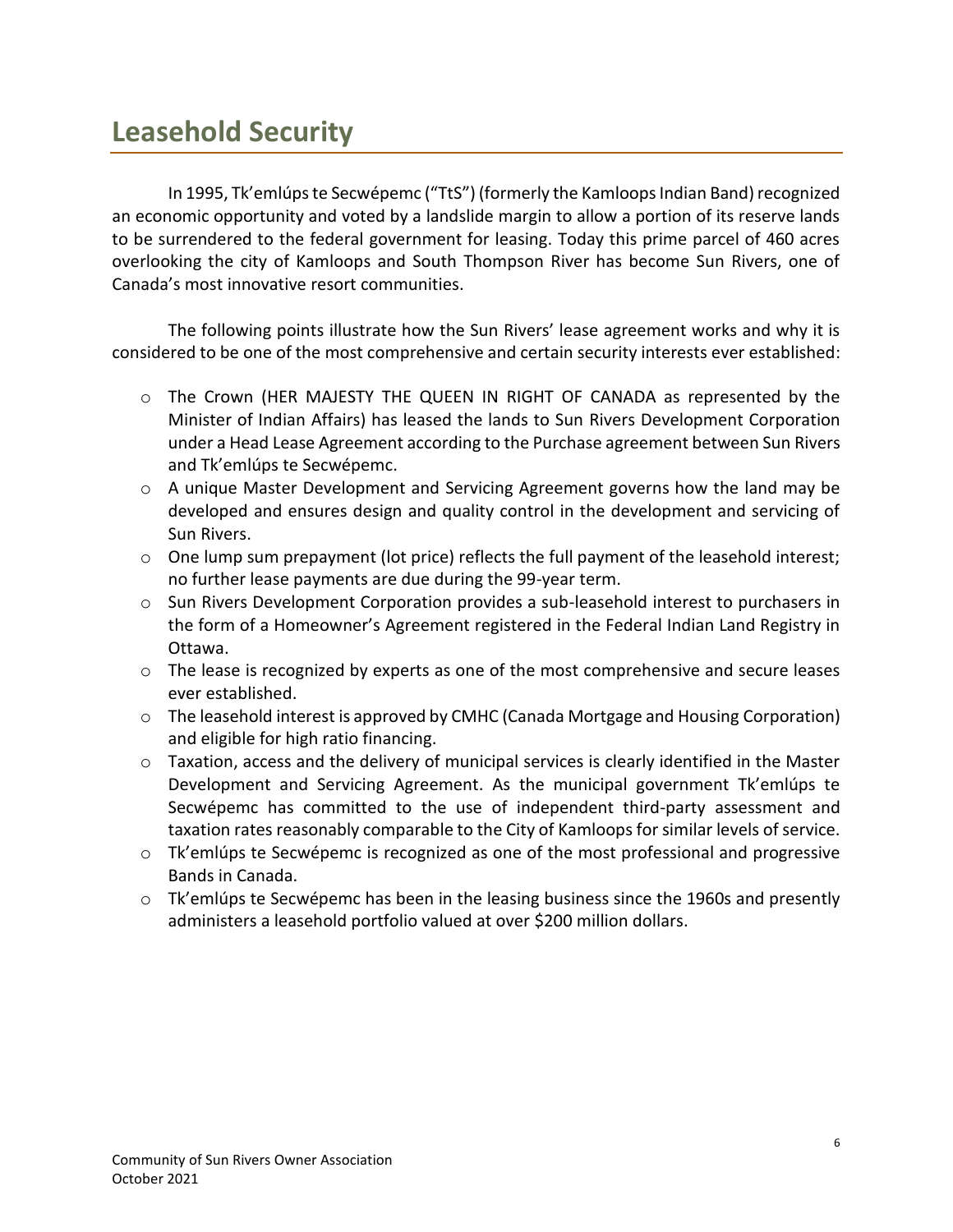# Leasehold Security

In 1995, Tk'emlúps te Secwépemc ("TtS") (formerly the Kamloops Indian Band) recognized an economic opportunity and voted by a landslide margin to allow a portion of its reserve lands to be surrendered to the federal government for leasing. Today this prime parcel of 460 acres overlooking the city of Kamloops and South Thompson River has become Sun Rivers, one of Canada's most innovative resort communities.

The following points illustrate how the Sun Rivers' lease agreement works and why it is considered to be one of the most comprehensive and certain security interests ever established:

- The Crown (HER MAJESTY THE QUEEN IN RIGHT OF CANADA as represented by the Minister of Indian Affairs) has leased the lands to Sun Rivers Development Corporation under a Head Lease Agreement according to the Purchase agreement between Sun Rivers and Tk'emlúps te Secwépemc.
- A unique Master Development and Servicing Agreement governs how the land may be developed and ensures design and quality control in the development and servicing of Sun Rivers.
- One lump sum prepayment (lot price) reflects the full payment of the leasehold interest; no further lease payments are due during the 99-year term.
- Sun Rivers Development Corporation provides a sub-leasehold interest to purchasers in the form of a Homeowner's Agreement registered in the Federal Indian Land Registry in Ottawa.
- The lease is recognized by experts as one of the most comprehensive and secure leases ever established.
- The leasehold interest is approved by CMHC (Canada Mortgage and Housing Corporation) and eligible for high ratio financing.
- Taxation, access and the delivery of municipal services is clearly identified in the Master Development and Servicing Agreement. As the municipal government Tk'emlúps te Secwépemc has committed to the use of independent third-party assessment and taxation rates reasonably comparable to the City of Kamloops for similar levels of service.
- Tk'emlúps te Secwépemc is recognized as one of the most professional and progressive Bands in Canada.
- Tk'emlúps te Secwépemc has been in the leasing business since the 1960s and presently administers a leasehold portfolio valued at over $200 million dollars.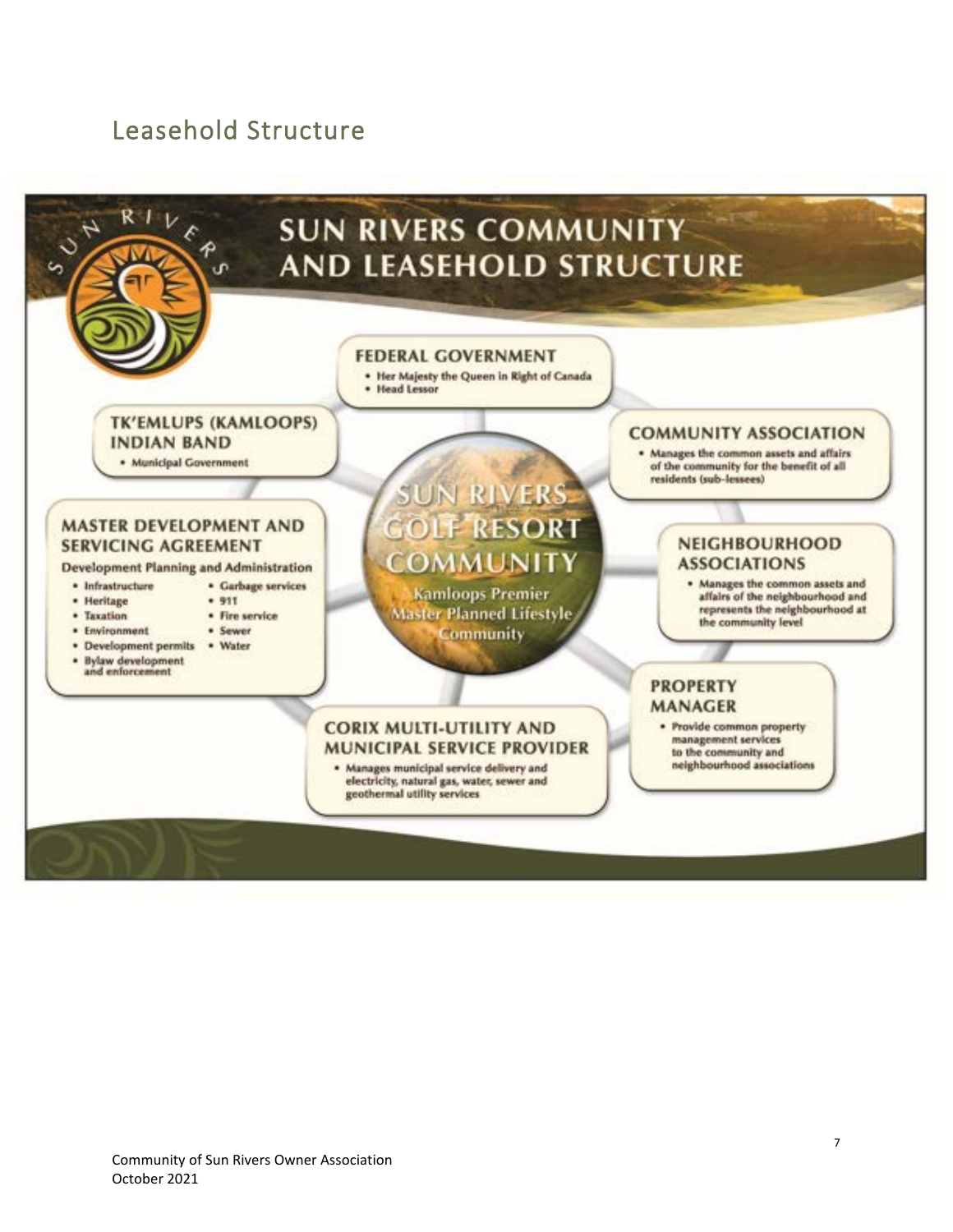## Leasehold Structure

# SUN RIVERS COMMUNITY AND LEASEHOLD STRUCTURE

### FEDERAL GOVERNMENT

- Her Majesty the Queen in Right of Canada
- Head Lessor

### TK'EMLUPS (KAMLOOPS) INDIAN BAND

- Municipal Government

### COMMUNITY ASSOCIATION

- Manages the common assets and affairs of the community for the benefit of all residents (sub-lessees)

### MASTER DEVELOPMENT AND SERVICING AGREEMENT

**Development Planning and Administration**

- Infrastructure
- Heritage
- Taxation
- Environment
- Development permits
- Bylaw development and enforcement
- Garbage services
- 911
- Fire service
- Sewer
- Water

### SUN RIVERS GOLF RESORT COMMUNITY

Kamloops Premier Master Planned Lifestyle Community

### NEIGHBOURHOOD ASSOCIATIONS

- Manages the common assets and affairs of the neighbourhood and represents the neighbourhood at the community level

### PROPERTY MANAGER

- Provide common property management services to the community and neighbourhood associations

### CORIX MULTI-UTILITY AND MUNICIPAL SERVICE PROVIDER

- Manages municipal service delivery and electricity, natural gas, water, sewer and geothermal utility services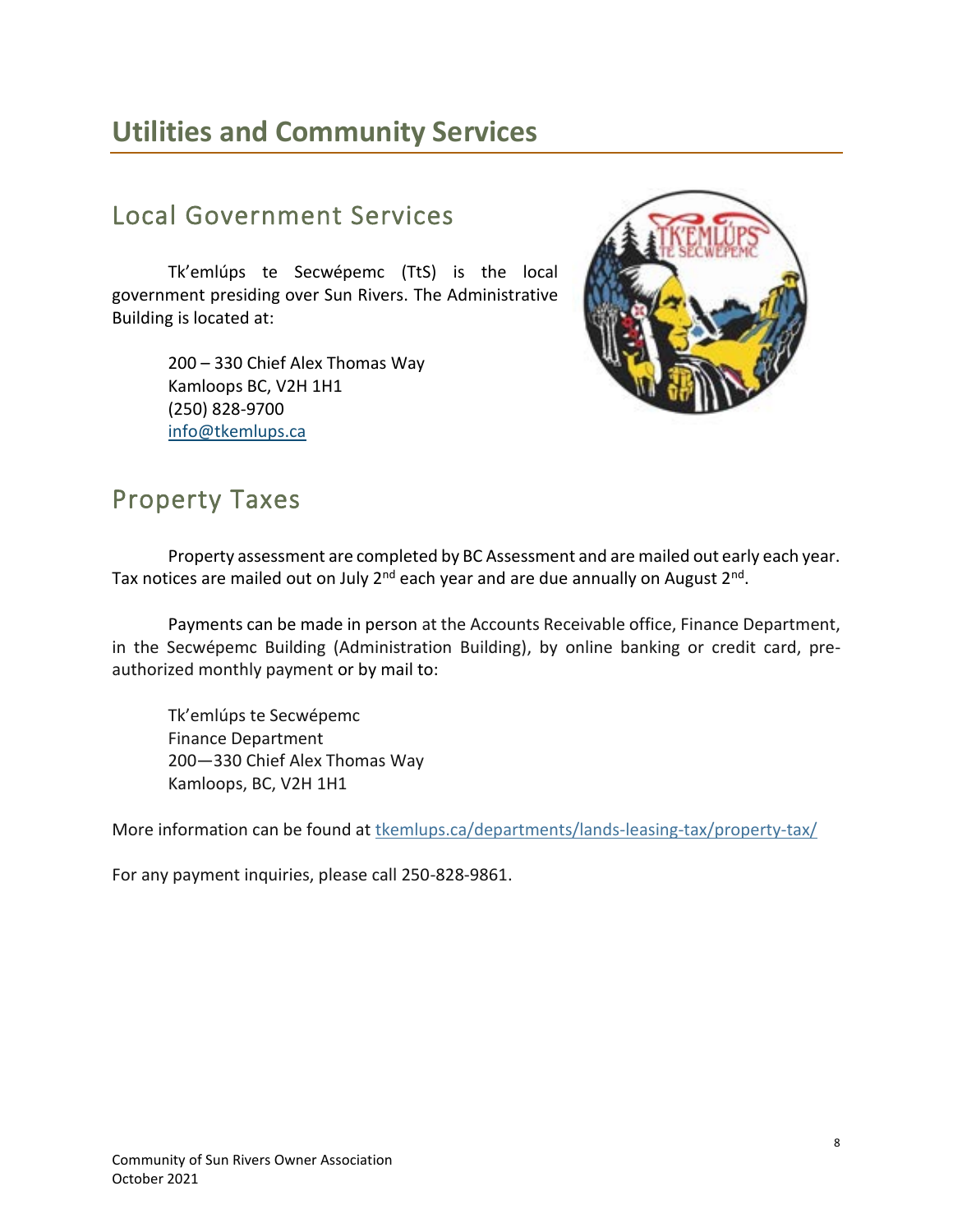# Utilities and Community Services

## Local Government Services

Tk'emlúps te Secwépemc (TtS) is the local government presiding over Sun Rivers. The Administrative Building is located at:

200 – 330 Chief Alex Thomas Way
Kamloops BC, V2H 1H1
(250) 828-9700
info@tkemlups.ca

## Property Taxes

Property assessment are completed by BC Assessment and are mailed out early each year. Tax notices are mailed out on July 2nd each year and are due annually on August 2nd.

Payments can be made in person at the Accounts Receivable office, Finance Department, in the Secwépemc Building (Administration Building), by online banking or credit card, pre-authorized monthly payment or by mail to:

Tk'emlúps te Secwépemc
Finance Department
200—330 Chief Alex Thomas Way
Kamloops, BC, V2H 1H1

More information can be found at tkemlups.ca/departments/lands-leasing-tax/property-tax/

For any payment inquiries, please call 250-828-9861.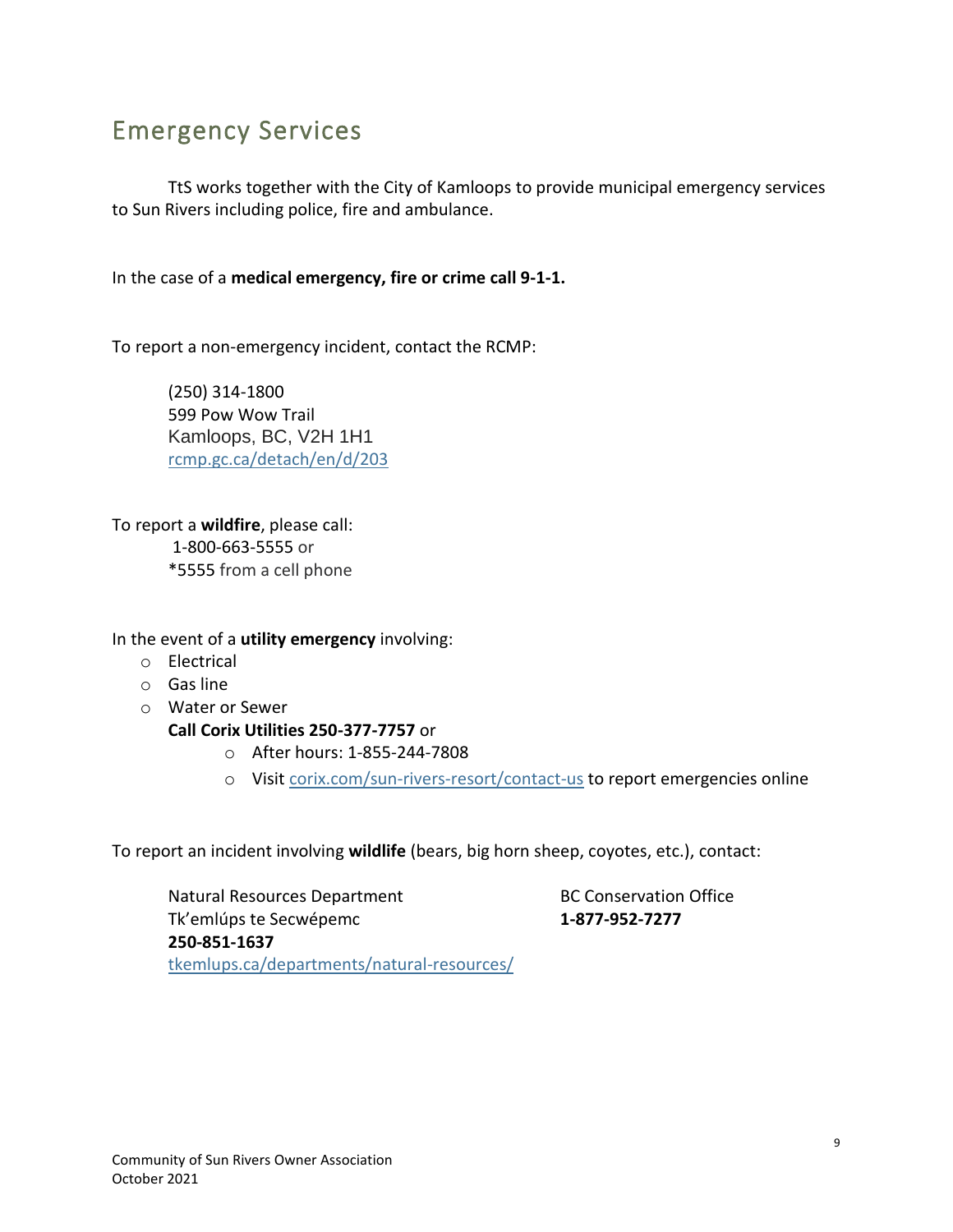## Emergency Services

TtS works together with the City of Kamloops to provide municipal emergency services to Sun Rivers including police, fire and ambulance.

In the case of a **medical emergency, fire or crime call 9-1-1.**

To report a non-emergency incident, contact the RCMP:

(250) 314-1800
599 Pow Wow Trail
Kamloops, BC, V2H 1H1
[rcmp.gc.ca/detach/en/d/203](rcmp.gc.ca/detach/en/d/203)

To report a **wildfire**, please call:
1-800-663-5555 or
*5555 from a cell phone

In the event of a **utility emergency** involving:

- Electrical
- Gas line
- Water or Sewer

  **Call Corix Utilities 250-377-7757** or
  - After hours: 1-855-244-7808
  - Visit [corix.com/sun-rivers-resort/contact-us](corix.com/sun-rivers-resort/contact-us) to report emergencies online

To report an incident involving **wildlife** (bears, big horn sheep, coyotes, etc.), contact:

Natural Resources Department
Tk'emlúps te Secwépemc
**250-851-1637**
[tkemlups.ca/departments/natural-resources/](tkemlups.ca/departments/natural-resources/)

BC Conservation Office
**1-877-952-7277**

Community of Sun Rivers Owner Association
October 2021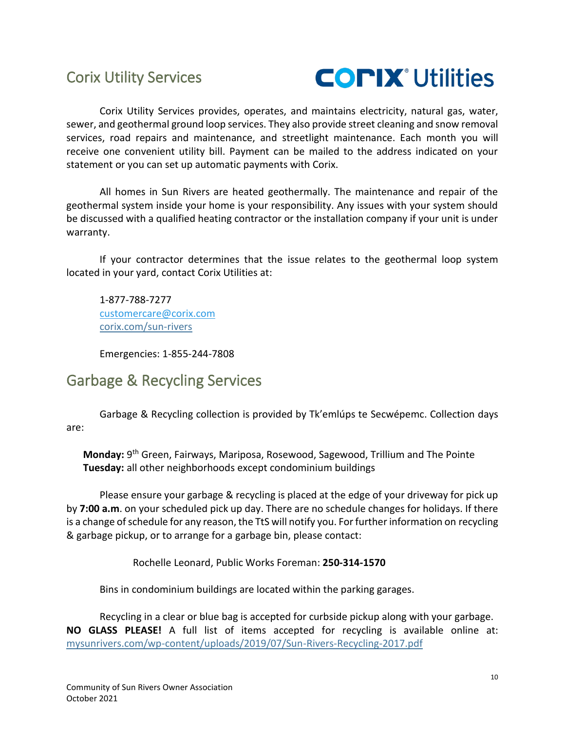## Corix Utility Services

Corix Utility Services provides, operates, and maintains electricity, natural gas, water, sewer, and geothermal ground loop services. They also provide street cleaning and snow removal services, road repairs and maintenance, and streetlight maintenance. Each month you will receive one convenient utility bill. Payment can be mailed to the address indicated on your statement or you can set up automatic payments with Corix.

All homes in Sun Rivers are heated geothermally. The maintenance and repair of the geothermal system inside your home is your responsibility. Any issues with your system should be discussed with a qualified heating contractor or the installation company if your unit is under warranty.

If your contractor determines that the issue relates to the geothermal loop system located in your yard, contact Corix Utilities at:

1-877-788-7277
customercare@corix.com
corix.com/sun-rivers

Emergencies: 1-855-244-7808

## Garbage & Recycling Services

Garbage & Recycling collection is provided by Tk'emlúps te Secwépemc. Collection days are:

**Monday:** 9th Green, Fairways, Mariposa, Rosewood, Sagewood, Trillium and The Pointe
**Tuesday:** all other neighborhoods except condominium buildings

Please ensure your garbage & recycling is placed at the edge of your driveway for pick up by **7:00 a.m**. on your scheduled pick up day. There are no schedule changes for holidays. If there is a change of schedule for any reason, the TtS will notify you. For further information on recycling & garbage pickup, or to arrange for a garbage bin, please contact:

Rochelle Leonard, Public Works Foreman: **250-314-1570**

Bins in condominium buildings are located within the parking garages.

Recycling in a clear or blue bag is accepted for curbside pickup along with your garbage. **NO GLASS PLEASE!** A full list of items accepted for recycling is available online at: mysunrivers.com/wp-content/uploads/2019/07/Sun-Rivers-Recycling-2017.pdf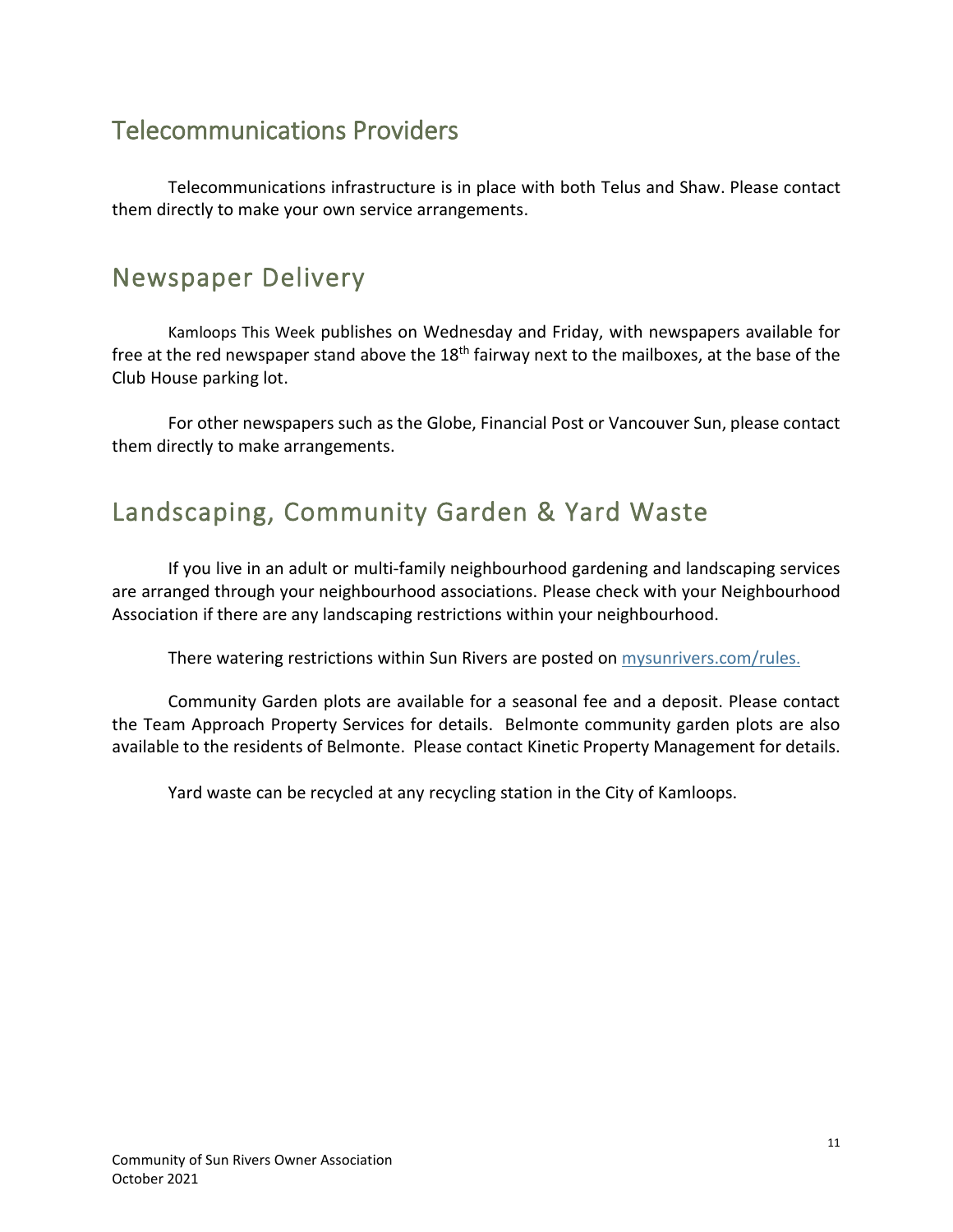## Telecommunications Providers

Telecommunications infrastructure is in place with both Telus and Shaw. Please contact them directly to make your own service arrangements.

## Newspaper Delivery

Kamloops This Week publishes on Wednesday and Friday, with newspapers available for free at the red newspaper stand above the 18th fairway next to the mailboxes, at the base of the Club House parking lot.

For other newspapers such as the Globe, Financial Post or Vancouver Sun, please contact them directly to make arrangements.

## Landscaping, Community Garden & Yard Waste

If you live in an adult or multi-family neighbourhood gardening and landscaping services are arranged through your neighbourhood associations. Please check with your Neighbourhood Association if there are any landscaping restrictions within your neighbourhood.

There watering restrictions within Sun Rivers are posted on [mysunrivers.com/rules.](mysunrivers.com/rules)

Community Garden plots are available for a seasonal fee and a deposit. Please contact the Team Approach Property Services for details. Belmonte community garden plots are also available to the residents of Belmonte. Please contact Kinetic Property Management for details.

Yard waste can be recycled at any recycling station in the City of Kamloops.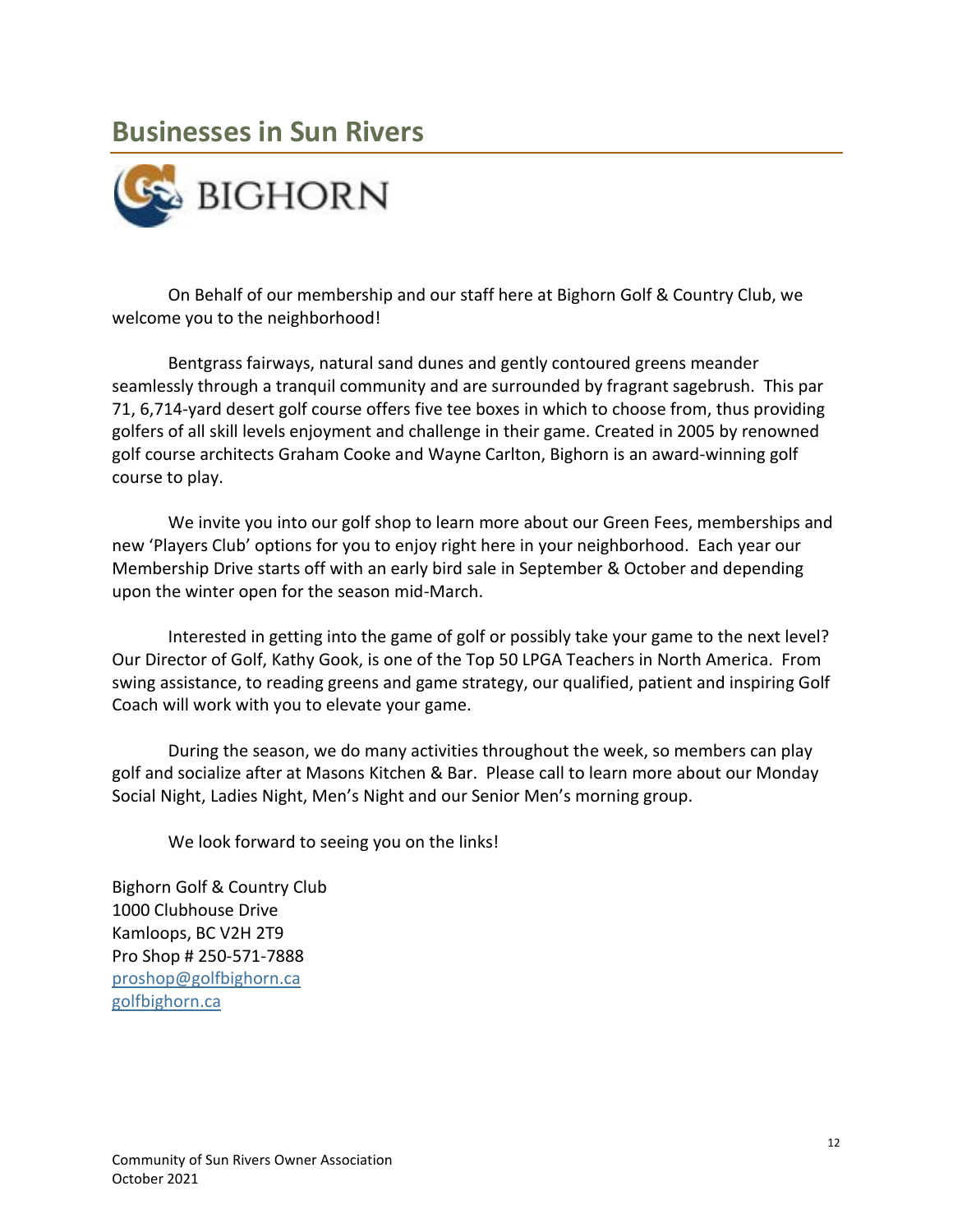## Businesses in Sun Rivers

BIGHORN

On Behalf of our membership and our staff here at Bighorn Golf & Country Club, we welcome you to the neighborhood!

Bentgrass fairways, natural sand dunes and gently contoured greens meander seamlessly through a tranquil community and are surrounded by fragrant sagebrush. This par 71, 6,714-yard desert golf course offers five tee boxes in which to choose from, thus providing golfers of all skill levels enjoyment and challenge in their game. Created in 2005 by renowned golf course architects Graham Cooke and Wayne Carlton, Bighorn is an award-winning golf course to play.

We invite you into our golf shop to learn more about our Green Fees, memberships and new 'Players Club' options for you to enjoy right here in your neighborhood. Each year our Membership Drive starts off with an early bird sale in September & October and depending upon the winter open for the season mid-March.

Interested in getting into the game of golf or possibly take your game to the next level? Our Director of Golf, Kathy Gook, is one of the Top 50 LPGA Teachers in North America. From swing assistance, to reading greens and game strategy, our qualified, patient and inspiring Golf Coach will work with you to elevate your game.

During the season, we do many activities throughout the week, so members can play golf and socialize after at Masons Kitchen & Bar. Please call to learn more about our Monday Social Night, Ladies Night, Men's Night and our Senior Men's morning group.

We look forward to seeing you on the links!

Bighorn Golf & Country Club
1000 Clubhouse Drive
Kamloops, BC V2H 2T9
Pro Shop # 250-571-7888
proshop@golfbighorn.ca
golfbighorn.ca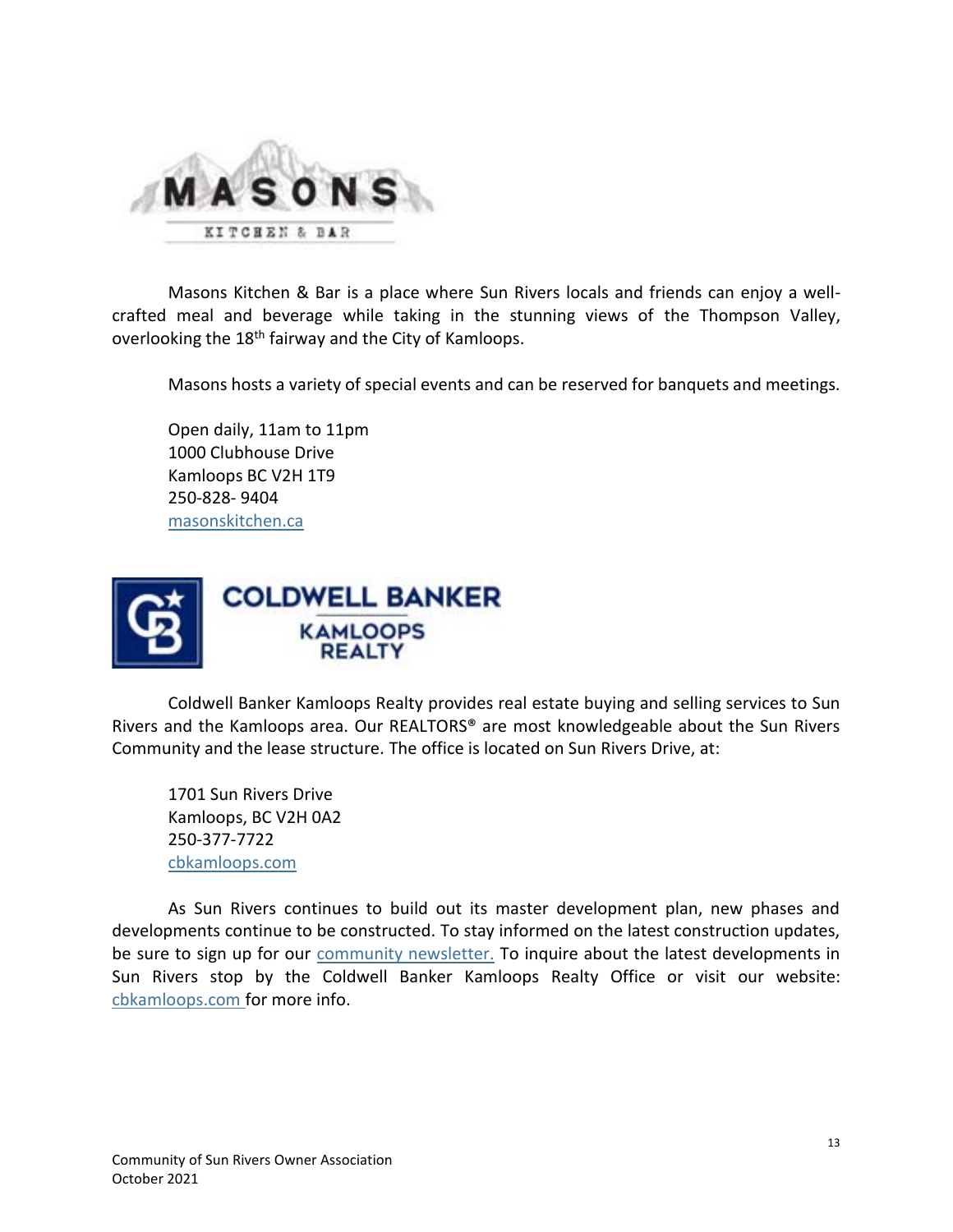# MASONS

KITCHEN & BAR

Masons Kitchen & Bar is a place where Sun Rivers locals and friends can enjoy a well-crafted meal and beverage while taking in the stunning views of the Thompson Valley, overlooking the 18th fairway and the City of Kamloops.

Masons hosts a variety of special events and can be reserved for banquets and meetings.

Open daily, 11am to 11pm  
1000 Clubhouse Drive  
Kamloops BC V2H 1T9  
250-828- 9404  
masonskitchen.ca

# COLDWELL BANKER

KAMLOOPS REALTY

Coldwell Banker Kamloops Realty provides real estate buying and selling services to Sun Rivers and the Kamloops area. Our REALTORS® are most knowledgeable about the Sun Rivers Community and the lease structure. The office is located on Sun Rivers Drive, at:

1701 Sun Rivers Drive  
Kamloops, BC V2H 0A2  
250-377-7722  
cbkamloops.com

As Sun Rivers continues to build out its master development plan, new phases and developments continue to be constructed. To stay informed on the latest construction updates, be sure to sign up for our community newsletter. To inquire about the latest developments in Sun Rivers stop by the Coldwell Banker Kamloops Realty Office or visit our website: cbkamloops.com for more info.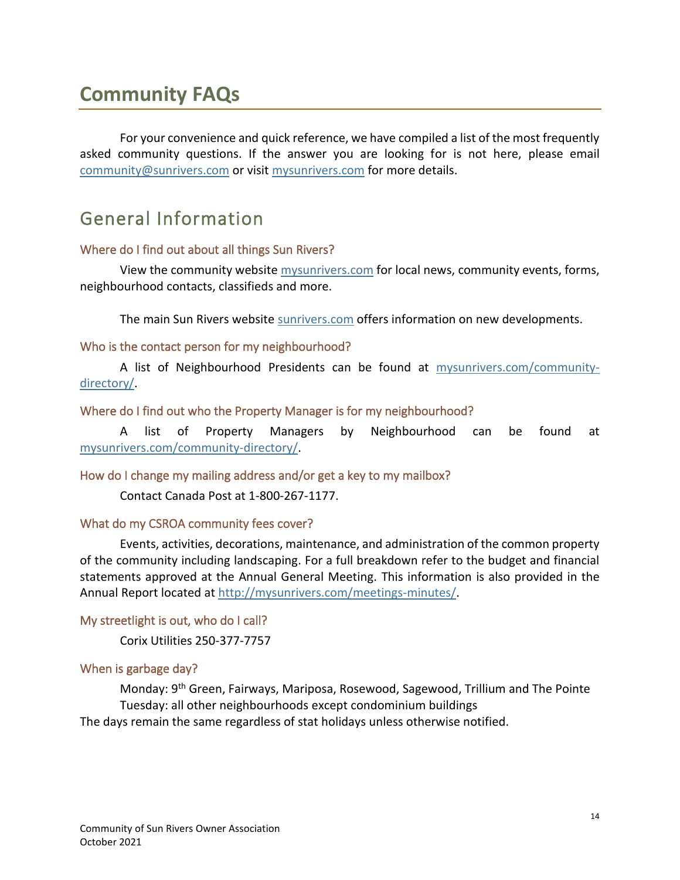# Community FAQs

For your convenience and quick reference, we have compiled a list of the most frequently asked community questions. If the answer you are looking for is not here, please email community@sunrivers.com or visit mysunrivers.com for more details.

## General Information

### Where do I find out about all things Sun Rivers?

View the community website mysunrivers.com for local news, community events, forms, neighbourhood contacts, classifieds and more.

The main Sun Rivers website sunrivers.com offers information on new developments.

### Who is the contact person for my neighbourhood?

A list of Neighbourhood Presidents can be found at mysunrivers.com/community-directory/.

### Where do I find out who the Property Manager is for my neighbourhood?

A list of Property Managers by Neighbourhood can be found at mysunrivers.com/community-directory/.

### How do I change my mailing address and/or get a key to my mailbox?

Contact Canada Post at 1-800-267-1177.

### What do my CSROA community fees cover?

Events, activities, decorations, maintenance, and administration of the common property of the community including landscaping. For a full breakdown refer to the budget and financial statements approved at the Annual General Meeting. This information is also provided in the Annual Report located at http://mysunrivers.com/meetings-minutes/.

### My streetlight is out, who do I call?

Corix Utilities 250-377-7757

### When is garbage day?

Monday: 9th Green, Fairways, Mariposa, Rosewood, Sagewood, Trillium and The Pointe
Tuesday: all other neighbourhoods except condominium buildings
The days remain the same regardless of stat holidays unless otherwise notified.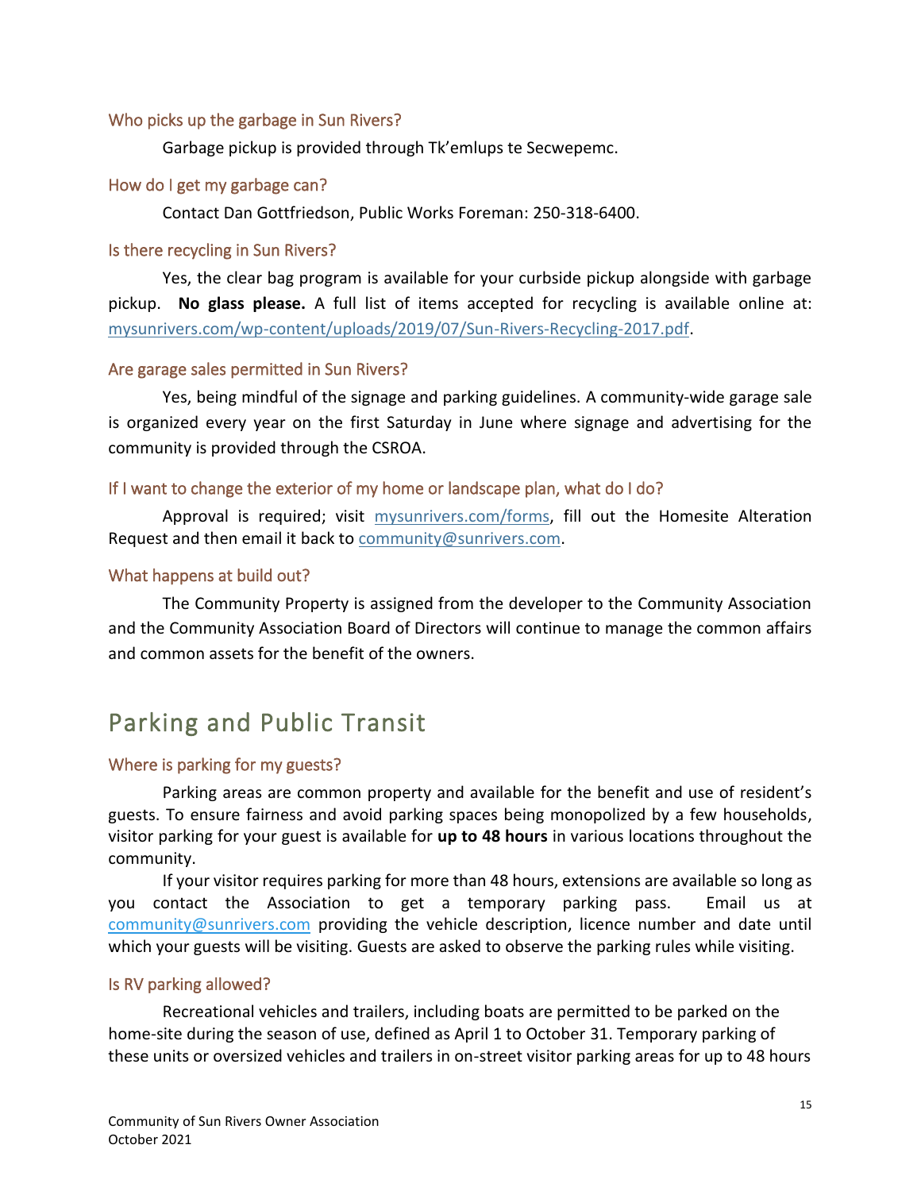### Who picks up the garbage in Sun Rivers?

Garbage pickup is provided through Tk'emlups te Secwepemc.

### How do I get my garbage can?

Contact Dan Gottfriedson, Public Works Foreman: 250-318-6400.

### Is there recycling in Sun Rivers?

Yes, the clear bag program is available for your curbside pickup alongside with garbage pickup. **No glass please.** A full list of items accepted for recycling is available online at: [mysunrivers.com/wp-content/uploads/2019/07/Sun-Rivers-Recycling-2017.pdf](mysunrivers.com/wp-content/uploads/2019/07/Sun-Rivers-Recycling-2017.pdf).

### Are garage sales permitted in Sun Rivers?

Yes, being mindful of the signage and parking guidelines. A community-wide garage sale is organized every year on the first Saturday in June where signage and advertising for the community is provided through the CSROA.

### If I want to change the exterior of my home or landscape plan, what do I do?

Approval is required; visit [mysunrivers.com/forms](mysunrivers.com/forms), fill out the Homesite Alteration Request and then email it back to [community@sunrivers.com](mailto:community@sunrivers.com).

### What happens at build out?

The Community Property is assigned from the developer to the Community Association and the Community Association Board of Directors will continue to manage the common affairs and common assets for the benefit of the owners.

## Parking and Public Transit

### Where is parking for my guests?

Parking areas are common property and available for the benefit and use of resident's guests. To ensure fairness and avoid parking spaces being monopolized by a few households, visitor parking for your guest is available for **up to 48 hours** in various locations throughout the community.

If your visitor requires parking for more than 48 hours, extensions are available so long as you contact the Association to get a temporary parking pass. Email us at [community@sunrivers.com](mailto:community@sunrivers.com) providing the vehicle description, licence number and date until which your guests will be visiting. Guests are asked to observe the parking rules while visiting.

### Is RV parking allowed?

Recreational vehicles and trailers, including boats are permitted to be parked on the home-site during the season of use, defined as April 1 to October 31. Temporary parking of these units or oversized vehicles and trailers in on-street visitor parking areas for up to 48 hours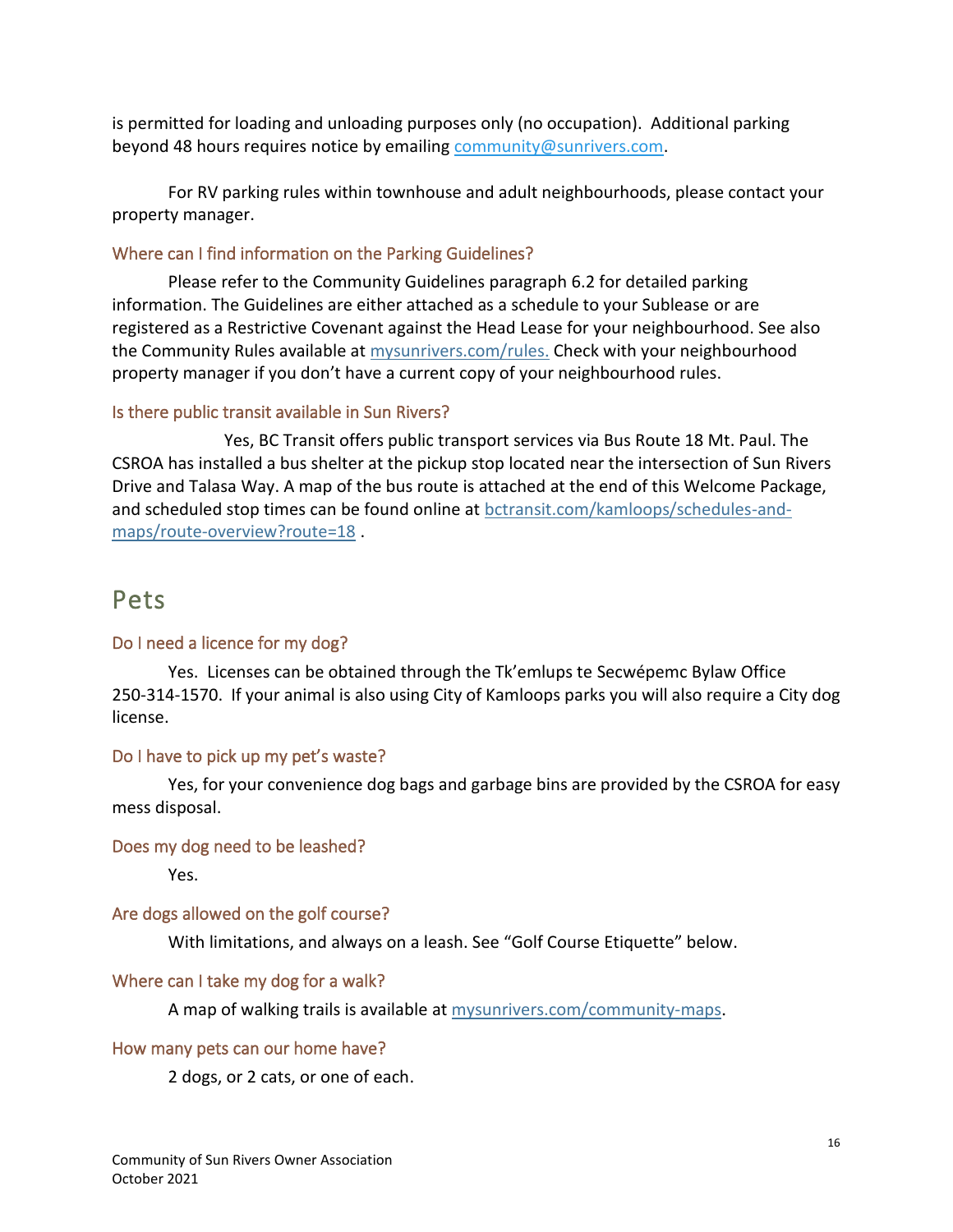is permitted for loading and unloading purposes only (no occupation). Additional parking beyond 48 hours requires notice by emailing community@sunrivers.com.

For RV parking rules within townhouse and adult neighbourhoods, please contact your property manager.

### Where can I find information on the Parking Guidelines?

Please refer to the Community Guidelines paragraph 6.2 for detailed parking information. The Guidelines are either attached as a schedule to your Sublease or are registered as a Restrictive Covenant against the Head Lease for your neighbourhood. See also the Community Rules available at mysunrivers.com/rules. Check with your neighbourhood property manager if you don't have a current copy of your neighbourhood rules.

### Is there public transit available in Sun Rivers?

Yes, BC Transit offers public transport services via Bus Route 18 Mt. Paul. The CSROA has installed a bus shelter at the pickup stop located near the intersection of Sun Rivers Drive and Talasa Way. A map of the bus route is attached at the end of this Welcome Package, and scheduled stop times can be found online at bctransit.com/kamloops/schedules-and-maps/route-overview?route=18 .

## Pets

### Do I need a licence for my dog?

Yes. Licenses can be obtained through the Tk'emlups te Secwépemc Bylaw Office 250-314-1570. If your animal is also using City of Kamloops parks you will also require a City dog license.

### Do I have to pick up my pet's waste?

Yes, for your convenience dog bags and garbage bins are provided by the CSROA for easy mess disposal.

### Does my dog need to be leashed?

Yes.

### Are dogs allowed on the golf course?

With limitations, and always on a leash. See "Golf Course Etiquette" below.

### Where can I take my dog for a walk?

A map of walking trails is available at mysunrivers.com/community-maps.

### How many pets can our home have?

2 dogs, or 2 cats, or one of each.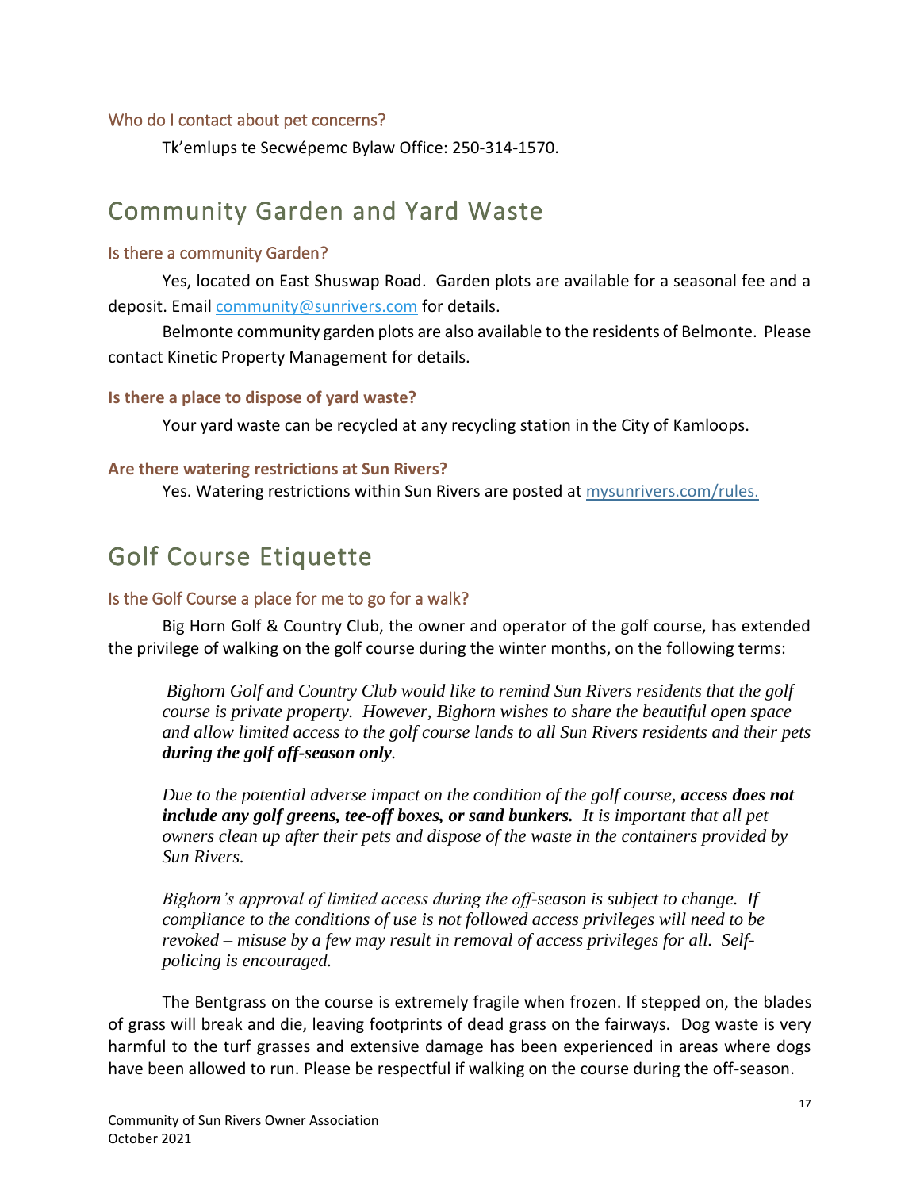### Who do I contact about pet concerns?

Tk'emlups te Secwépemc Bylaw Office: 250-314-1570.

## Community Garden and Yard Waste

### Is there a community Garden?

Yes, located on East Shuswap Road. Garden plots are available for a seasonal fee and a deposit. Email community@sunrivers.com for details.

Belmonte community garden plots are also available to the residents of Belmonte. Please contact Kinetic Property Management for details.

### **Is there a place to dispose of yard waste?**

Your yard waste can be recycled at any recycling station in the City of Kamloops.

### **Are there watering restrictions at Sun Rivers?**

Yes. Watering restrictions within Sun Rivers are posted at mysunrivers.com/rules.

## Golf Course Etiquette

### Is the Golf Course a place for me to go for a walk?

Big Horn Golf & Country Club, the owner and operator of the golf course, has extended the privilege of walking on the golf course during the winter months, on the following terms:

> *Bighorn Golf and Country Club would like to remind Sun Rivers residents that the golf course is private property. However, Bighorn wishes to share the beautiful open space and allow limited access to the golf course lands to all Sun Rivers residents and their pets* ***during the golf off-season only****.*
>
> *Due to the potential adverse impact on the condition of the golf course,* ***access does not include any golf greens, tee-off boxes, or sand bunkers.*** *It is important that all pet owners clean up after their pets and dispose of the waste in the containers provided by Sun Rivers.*
>
> *Bighorn's approval of limited access during the off-season is subject to change. If compliance to the conditions of use is not followed access privileges will need to be revoked – misuse by a few may result in removal of access privileges for all. Self-policing is encouraged.*

The Bentgrass on the course is extremely fragile when frozen. If stepped on, the blades of grass will break and die, leaving footprints of dead grass on the fairways. Dog waste is very harmful to the turf grasses and extensive damage has been experienced in areas where dogs have been allowed to run. Please be respectful if walking on the course during the off-season.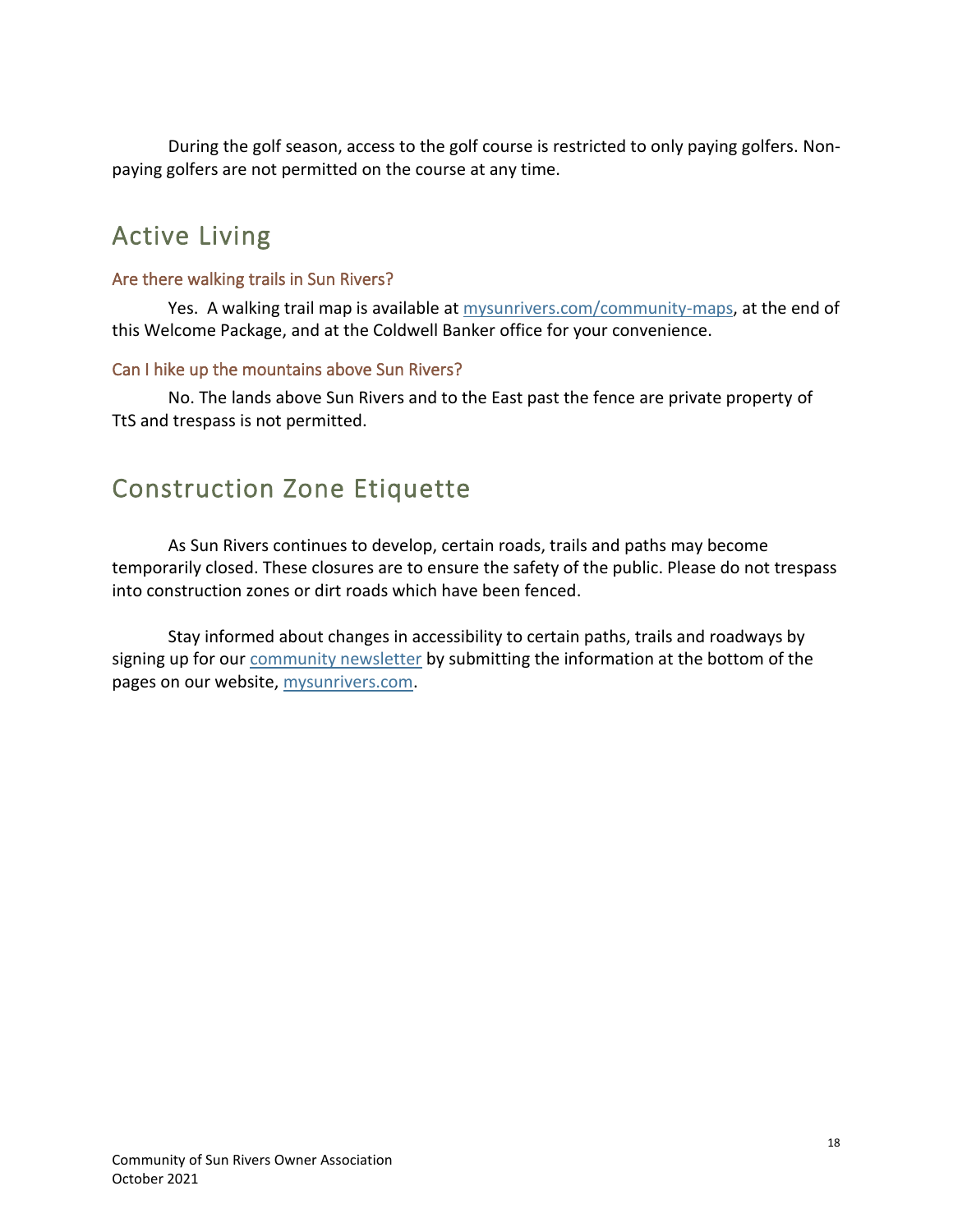During the golf season, access to the golf course is restricted to only paying golfers. Non-paying golfers are not permitted on the course at any time.

## Active Living

### Are there walking trails in Sun Rivers?

Yes. A walking trail map is available at [mysunrivers.com/community-maps](mysunrivers.com/community-maps), at the end of this Welcome Package, and at the Coldwell Banker office for your convenience.

### Can I hike up the mountains above Sun Rivers?

No. The lands above Sun Rivers and to the East past the fence are private property of TtS and trespass is not permitted.

## Construction Zone Etiquette

As Sun Rivers continues to develop, certain roads, trails and paths may become temporarily closed. These closures are to ensure the safety of the public. Please do not trespass into construction zones or dirt roads which have been fenced.

Stay informed about changes in accessibility to certain paths, trails and roadways by signing up for our community newsletter by submitting the information at the bottom of the pages on our website, [mysunrivers.com](mysunrivers.com).

Community of Sun Rivers Owner Association
October 2021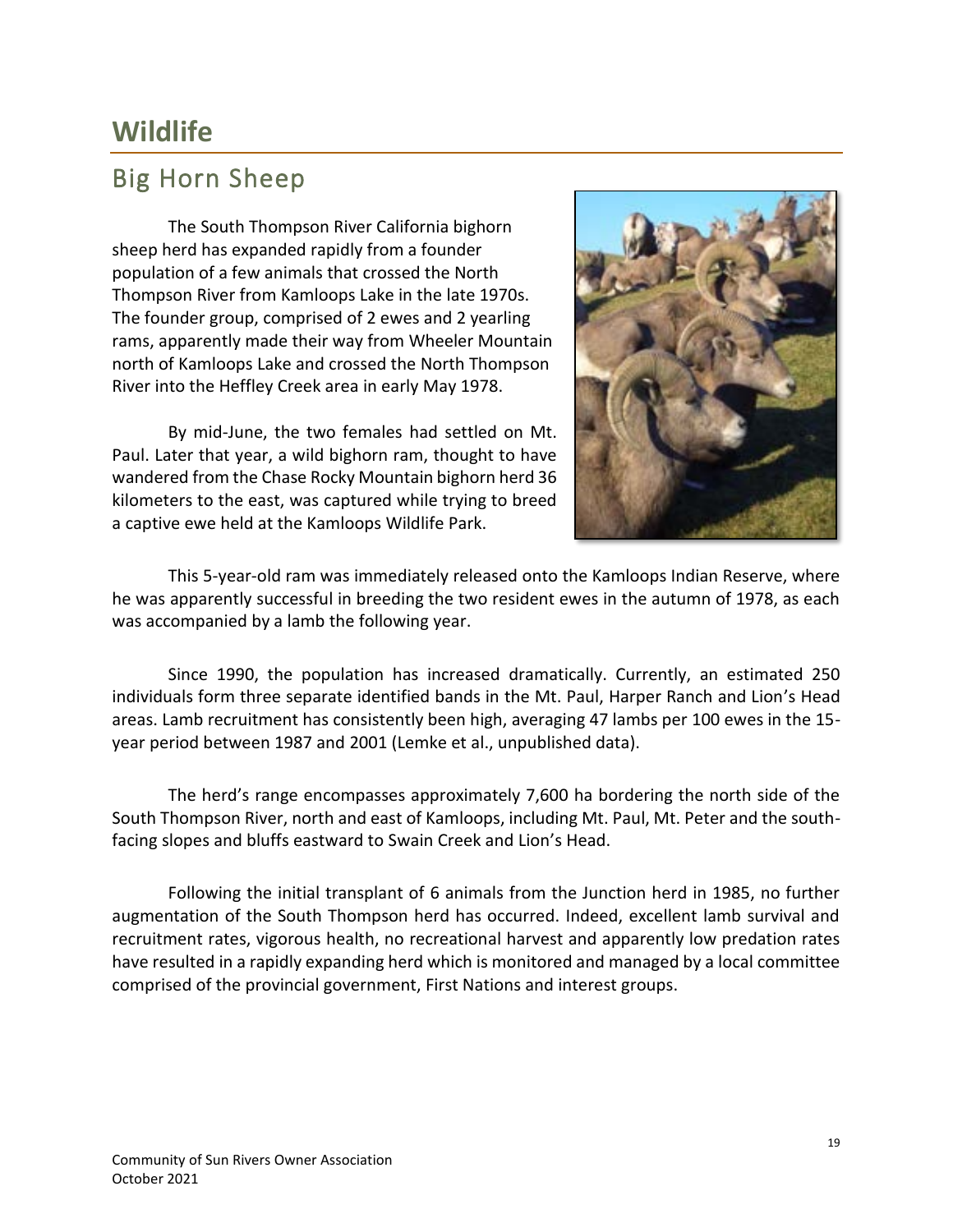# Wildlife

## Big Horn Sheep

The South Thompson River California bighorn sheep herd has expanded rapidly from a founder population of a few animals that crossed the North Thompson River from Kamloops Lake in the late 1970s. The founder group, comprised of 2 ewes and 2 yearling rams, apparently made their way from Wheeler Mountain north of Kamloops Lake and crossed the North Thompson River into the Heffley Creek area in early May 1978.

By mid-June, the two females had settled on Mt. Paul. Later that year, a wild bighorn ram, thought to have wandered from the Chase Rocky Mountain bighorn herd 36 kilometers to the east, was captured while trying to breed a captive ewe held at the Kamloops Wildlife Park.

This 5-year-old ram was immediately released onto the Kamloops Indian Reserve, where he was apparently successful in breeding the two resident ewes in the autumn of 1978, as each was accompanied by a lamb the following year.

Since 1990, the population has increased dramatically. Currently, an estimated 250 individuals form three separate identified bands in the Mt. Paul, Harper Ranch and Lion's Head areas. Lamb recruitment has consistently been high, averaging 47 lambs per 100 ewes in the 15-year period between 1987 and 2001 (Lemke et al., unpublished data).

The herd's range encompasses approximately 7,600 ha bordering the north side of the South Thompson River, north and east of Kamloops, including Mt. Paul, Mt. Peter and the south-facing slopes and bluffs eastward to Swain Creek and Lion's Head.

Following the initial transplant of 6 animals from the Junction herd in 1985, no further augmentation of the South Thompson herd has occurred. Indeed, excellent lamb survival and recruitment rates, vigorous health, no recreational harvest and apparently low predation rates have resulted in a rapidly expanding herd which is monitored and managed by a local committee comprised of the provincial government, First Nations and interest groups.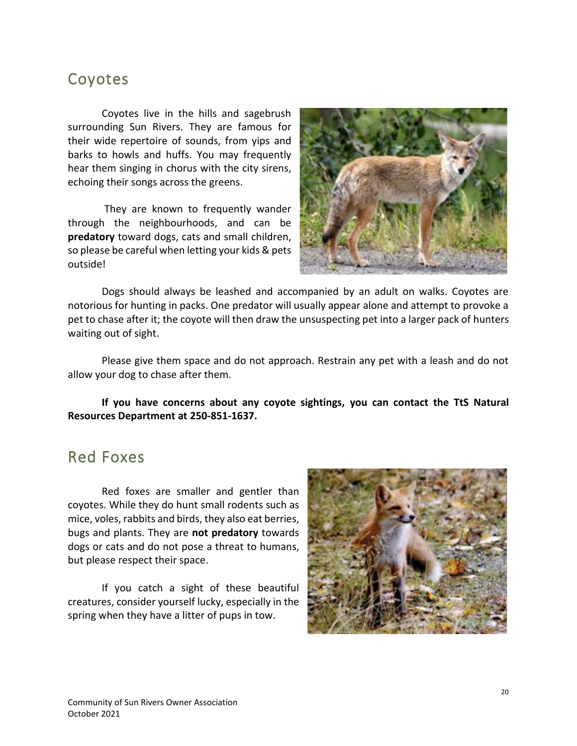## Coyotes

Coyotes live in the hills and sagebrush surrounding Sun Rivers. They are famous for their wide repertoire of sounds, from yips and barks to howls and huffs. You may frequently hear them singing in chorus with the city sirens, echoing their songs across the greens.

They are known to frequently wander through the neighbourhoods, and can be **predatory** toward dogs, cats and small children, so please be careful when letting your kids & pets outside!

Dogs should always be leashed and accompanied by an adult on walks. Coyotes are notorious for hunting in packs. One predator will usually appear alone and attempt to provoke a pet to chase after it; the coyote will then draw the unsuspecting pet into a larger pack of hunters waiting out of sight.

Please give them space and do not approach. Restrain any pet with a leash and do not allow your dog to chase after them.

**If you have concerns about any coyote sightings, you can contact the TtS Natural Resources Department at 250-851-1637.**

## Red Foxes

Red foxes are smaller and gentler than coyotes. While they do hunt small rodents such as mice, voles, rabbits and birds, they also eat berries, bugs and plants. They are **not predatory** towards dogs or cats and do not pose a threat to humans, but please respect their space.

If you catch a sight of these beautiful creatures, consider yourself lucky, especially in the spring when they have a litter of pups in tow.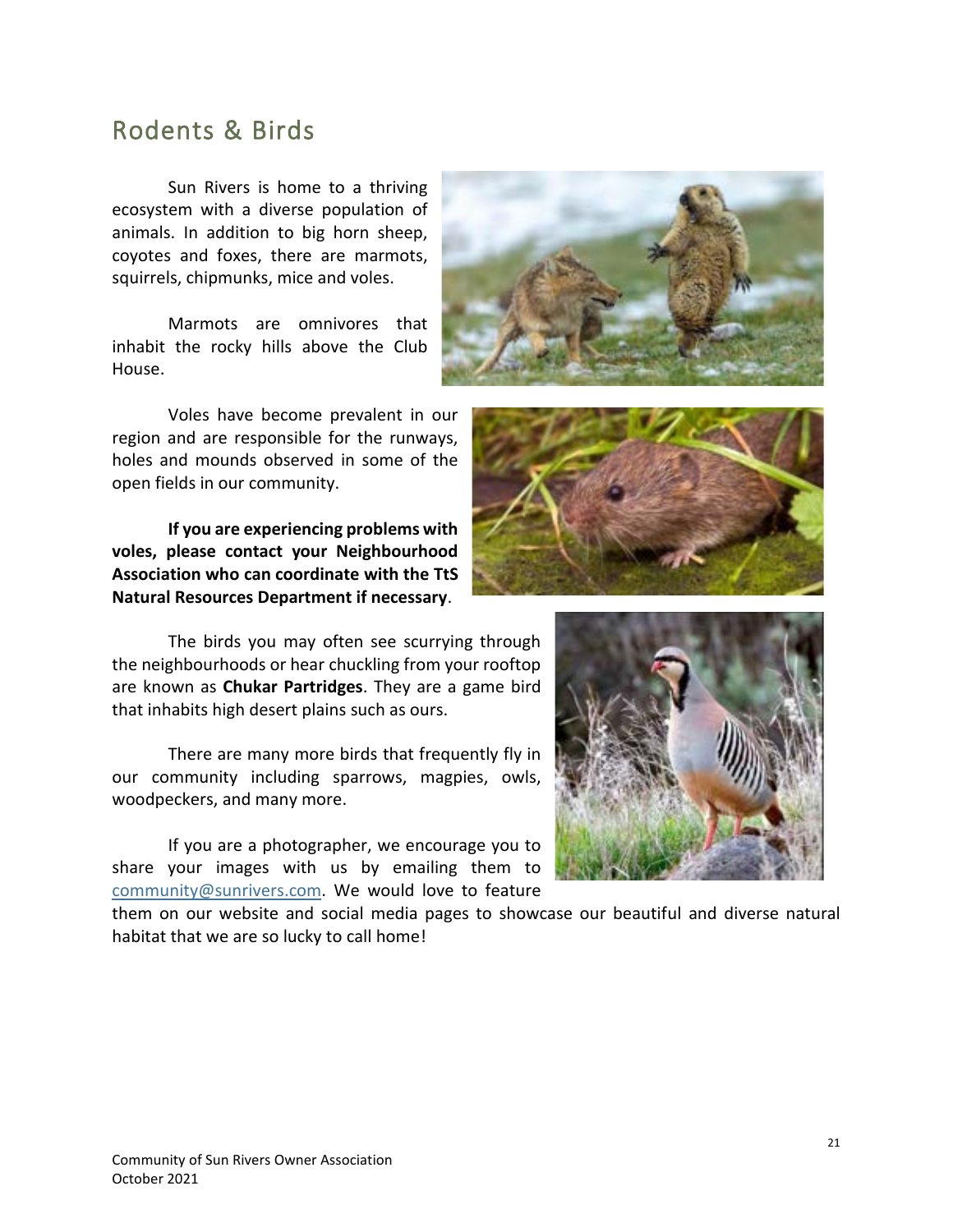## Rodents & Birds

Sun Rivers is home to a thriving ecosystem with a diverse population of animals. In addition to big horn sheep, coyotes and foxes, there are marmots, squirrels, chipmunks, mice and voles.

Marmots are omnivores that inhabit the rocky hills above the Club House.

Voles have become prevalent in our region and are responsible for the runways, holes and mounds observed in some of the open fields in our community.

**If you are experiencing problems with voles, please contact your Neighbourhood Association who can coordinate with the TtS Natural Resources Department if necessary**.

The birds you may often see scurrying through the neighbourhoods or hear chuckling from your rooftop are known as **Chukar Partridges**. They are a game bird that inhabits high desert plains such as ours.

There are many more birds that frequently fly in our community including sparrows, magpies, owls, woodpeckers, and many more.

If you are a photographer, we encourage you to share your images with us by emailing them to community@sunrivers.com. We would love to feature them on our website and social media pages to showcase our beautiful and diverse natural habitat that we are so lucky to call home!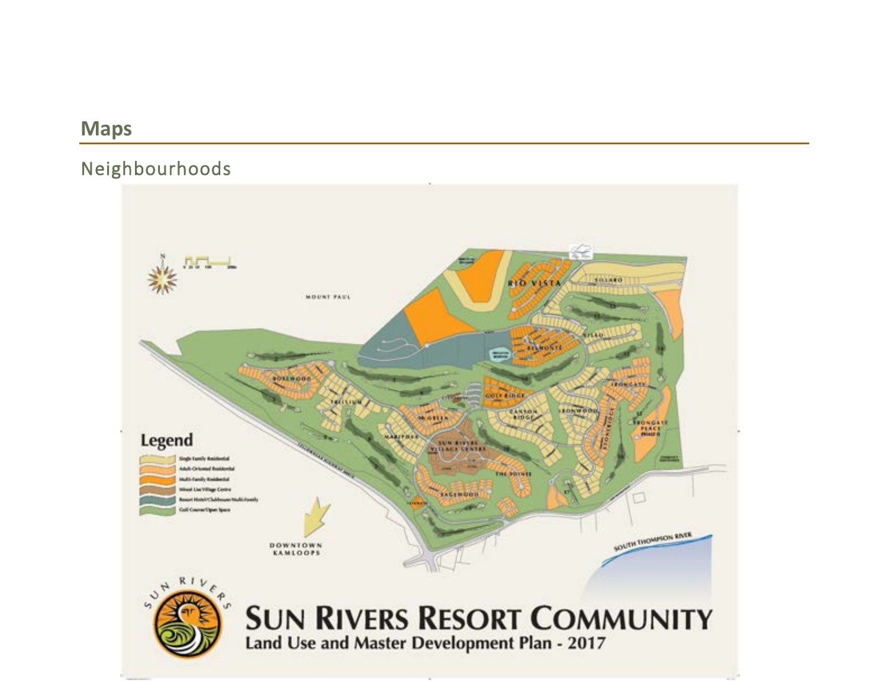## Maps

### Neighbourhoods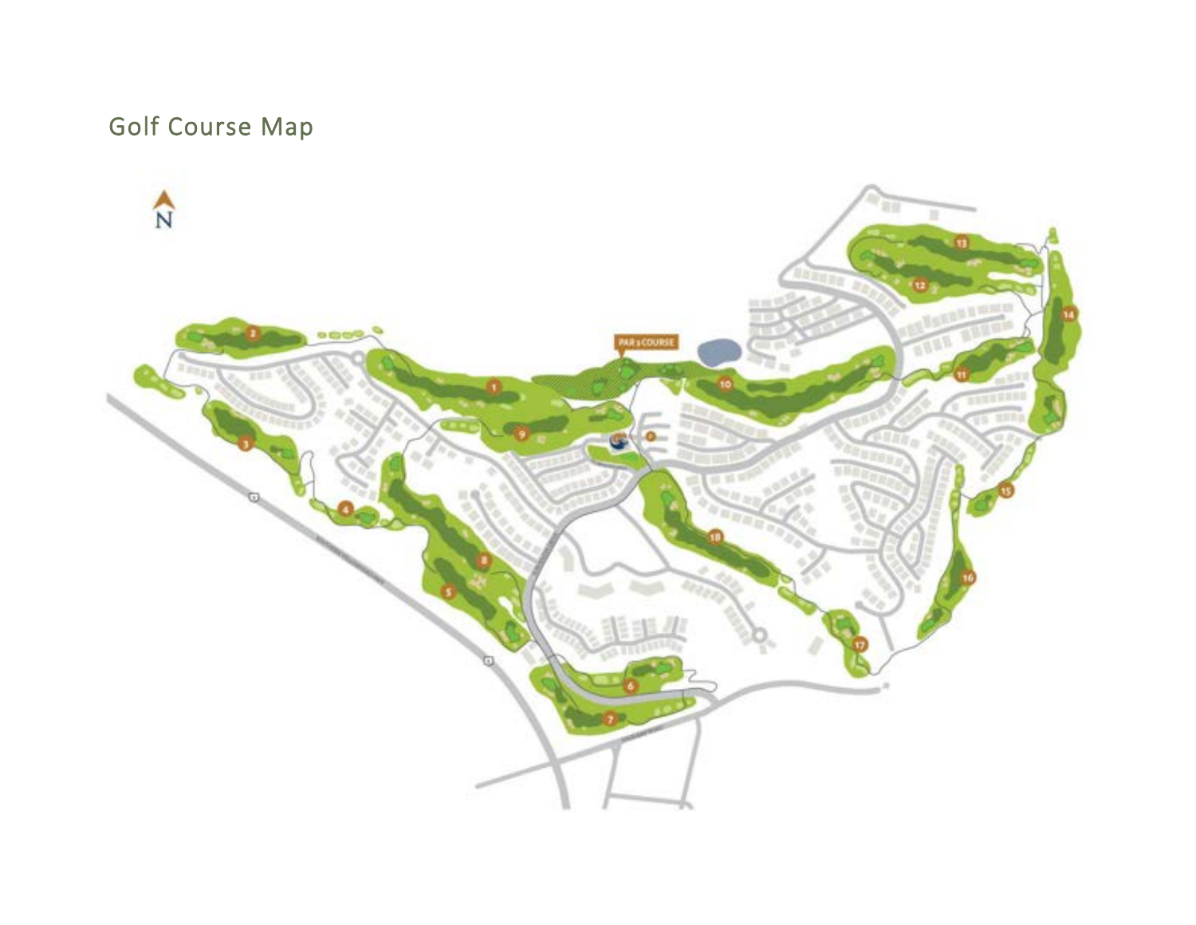# Golf Course Map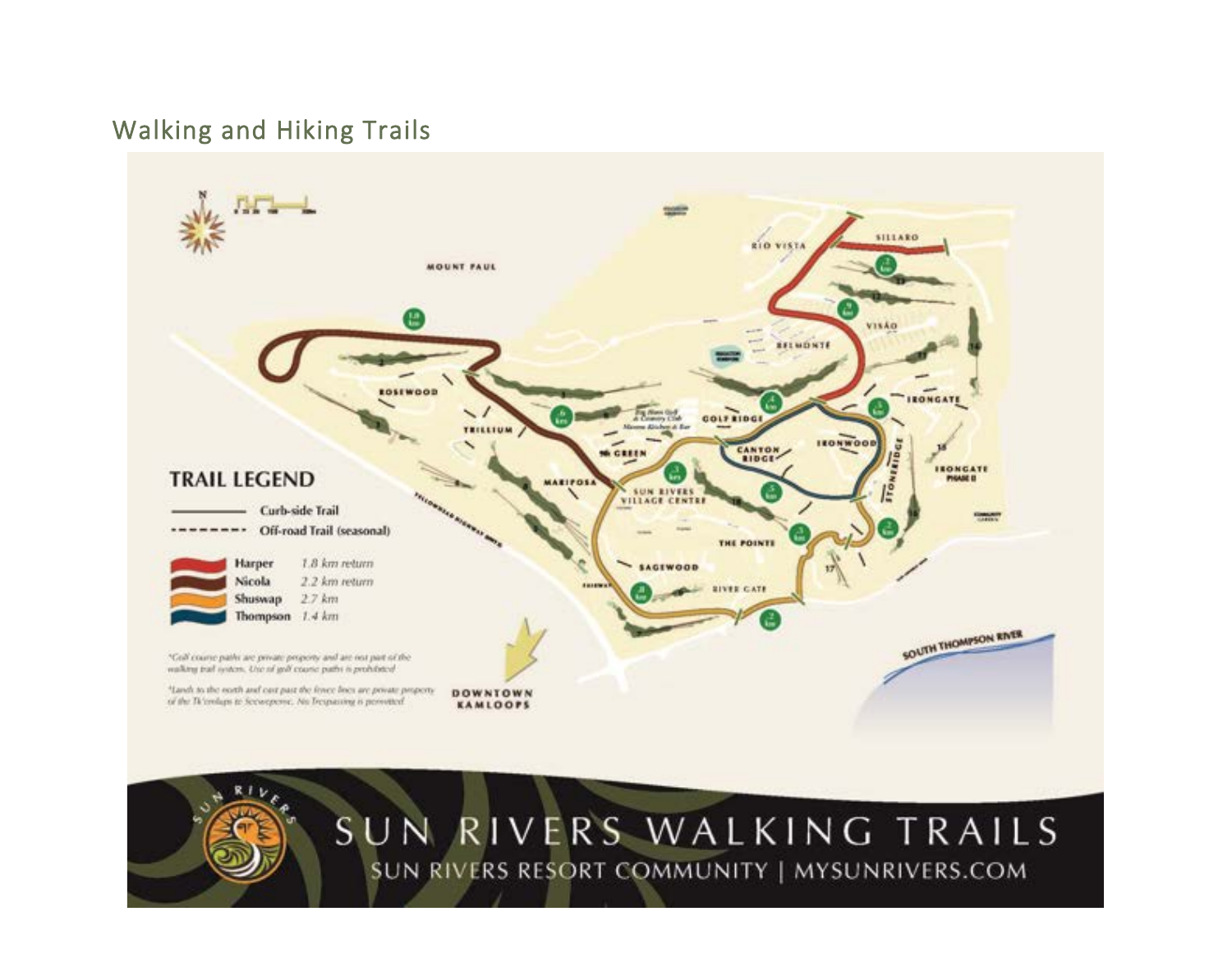## Walking and Hiking Trails

**TRAIL LEGEND**

- Curb-side Trail
- Off-road Trail (seasonal)

| Trail | Distance |
|---|---|
| Harper | 1.8 km return |
| Nicola | 2.2 km return |
| Shuswap | 2.7 km |
| Thompson | 1.4 km |

*Golf course paths are private property and are not part of the walking trail system. Use of golf course paths is prohibited

*Lands to the north and east past the fence lines are private property of the Tk'emlups te Secwepemc. No Trespassing is permitted

DOWNTOWN KAMLOOPS

SOUTH THOMPSON RIVER

# SUN RIVERS WALKING TRAILS

SUN RIVERS RESORT COMMUNITY | MYSUNRIVERS.COM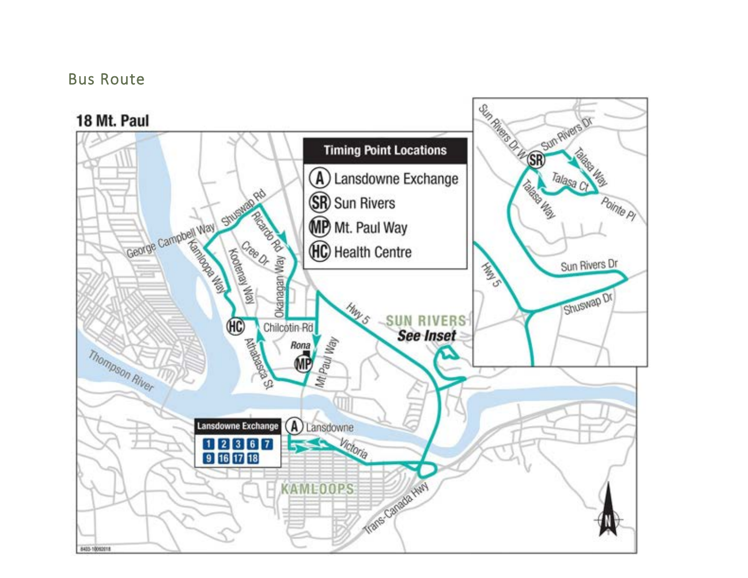## Bus Route

**18 Mt. Paul**

**Timing Point Locations**

- (A) Lansdowne Exchange
- (SR) Sun Rivers
- (MP) Mt. Paul Way
- (HC) Health Centre

Lansdowne Exchange

1 2 3 6 7 9 16 17 18

SUN RIVERS
*See Inset*

KAMLOOPS

Thompson River

George Campbell Way
Shuswap Rd
Kamloopa Way
Kootenay Way
Cree Dr
Ricardo Rd
Okanagan Way
Chilcotin Rd
Athabasca St
Rona
Mt Paul Way
Hwy 5
Lansdowne
Victoria
Trans-Canada Hwy

Sun Rivers Dr W
Sun Rivers Dr
Talasa Way
Talasa Ct
Pointe Pl
Shuswap Dr

8403-10092018